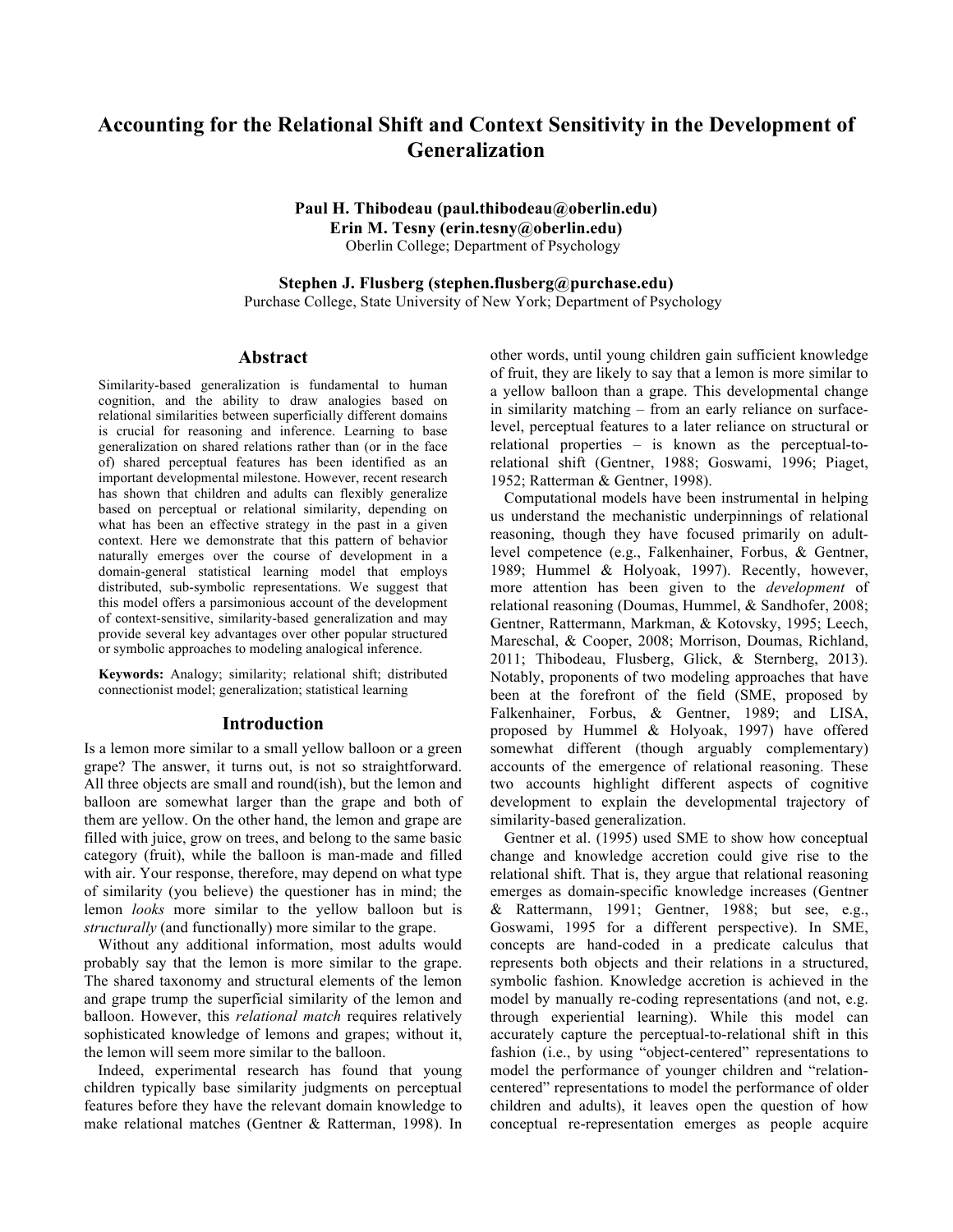# Accounting for the Relational Shift and Context Sensitivity in the Development of Generalization

**Paul H. Thibodeau (paul.thibodeau@oberlin.edu)**
**Erin M. Tesny (erin.tesny@oberlin.edu)**
Oberlin College; Department of Psychology

**Stephen J. Flusberg (stephen.flusberg@purchase.edu)**
Purchase College, State University of New York; Department of Psychology

## Abstract

Similarity-based generalization is fundamental to human cognition, and the ability to draw analogies based on relational similarities between superficially different domains is crucial for reasoning and inference. Learning to base generalization on shared relations rather than (or in the face of) shared perceptual features has been identified as an important developmental milestone. However, recent research has shown that children and adults can flexibly generalize based on perceptual or relational similarity, depending on what has been an effective strategy in the past in a given context. Here we demonstrate that this pattern of behavior naturally emerges over the course of development in a domain-general statistical learning model that employs distributed, sub-symbolic representations. We suggest that this model offers a parsimonious account of the development of context-sensitive, similarity-based generalization and may provide several key advantages over other popular structured or symbolic approaches to modeling analogical inference.

**Keywords:** Analogy; similarity; relational shift; distributed connectionist model; generalization; statistical learning

## Introduction

Is a lemon more similar to a small yellow balloon or a green grape? The answer, it turns out, is not so straightforward. All three objects are small and round(ish), but the lemon and balloon are somewhat larger than the grape and both of them are yellow. On the other hand, the lemon and grape are filled with juice, grow on trees, and belong to the same basic category (fruit), while the balloon is man-made and filled with air. Your response, therefore, may depend on what type of similarity (you believe) the questioner has in mind; the lemon *looks* more similar to the yellow balloon but is *structurally* (and functionally) more similar to the grape.

Without any additional information, most adults would probably say that the lemon is more similar to the grape. The shared taxonomy and structural elements of the lemon and grape trump the superficial similarity of the lemon and balloon. However, this *relational match* requires relatively sophisticated knowledge of lemons and grapes; without it, the lemon will seem more similar to the balloon.

Indeed, experimental research has found that young children typically base similarity judgments on perceptual features before they have the relevant domain knowledge to make relational matches (Gentner & Ratterman, 1998). In other words, until young children gain sufficient knowledge of fruit, they are likely to say that a lemon is more similar to a yellow balloon than a grape. This developmental change in similarity matching – from an early reliance on surface-level, perceptual features to a later reliance on structural or relational properties – is known as the perceptual-to-relational shift (Gentner, 1988; Goswami, 1996; Piaget, 1952; Ratterman & Gentner, 1998).

Computational models have been instrumental in helping us understand the mechanistic underpinnings of relational reasoning, though they have focused primarily on adult-level competence (e.g., Falkenhainer, Forbus, & Gentner, 1989; Hummel & Holyoak, 1997). Recently, however, more attention has been given to the *development* of relational reasoning (Doumas, Hummel, & Sandhofer, 2008; Gentner, Rattermann, Markman, & Kotovsky, 1995; Leech, Mareschal, & Cooper, 2008; Morrison, Doumas, Richland, 2011; Thibodeau, Flusberg, Glick, & Sternberg, 2013). Notably, proponents of two modeling approaches that have been at the forefront of the field (SME, proposed by Falkenhainer, Forbus, & Gentner, 1989; and LISA, proposed by Hummel & Holyoak, 1997) have offered somewhat different (though arguably complementary) accounts of the emergence of relational reasoning. These two accounts highlight different aspects of cognitive development to explain the developmental trajectory of similarity-based generalization.

Gentner et al. (1995) used SME to show how conceptual change and knowledge accretion could give rise to the relational shift. That is, they argue that relational reasoning emerges as domain-specific knowledge increases (Gentner & Rattermann, 1991; Gentner, 1988; but see, e.g., Goswami, 1995 for a different perspective). In SME, concepts are hand-coded in a predicate calculus that represents both objects and their relations in a structured, symbolic fashion. Knowledge accretion is achieved in the model by manually re-coding representations (and not, e.g. through experiential learning). While this model can accurately capture the perceptual-to-relational shift in this fashion (i.e., by using "object-centered" representations to model the performance of younger children and "relation-centered" representations to model the performance of older children and adults), it leaves open the question of how conceptual re-representation emerges as people acquire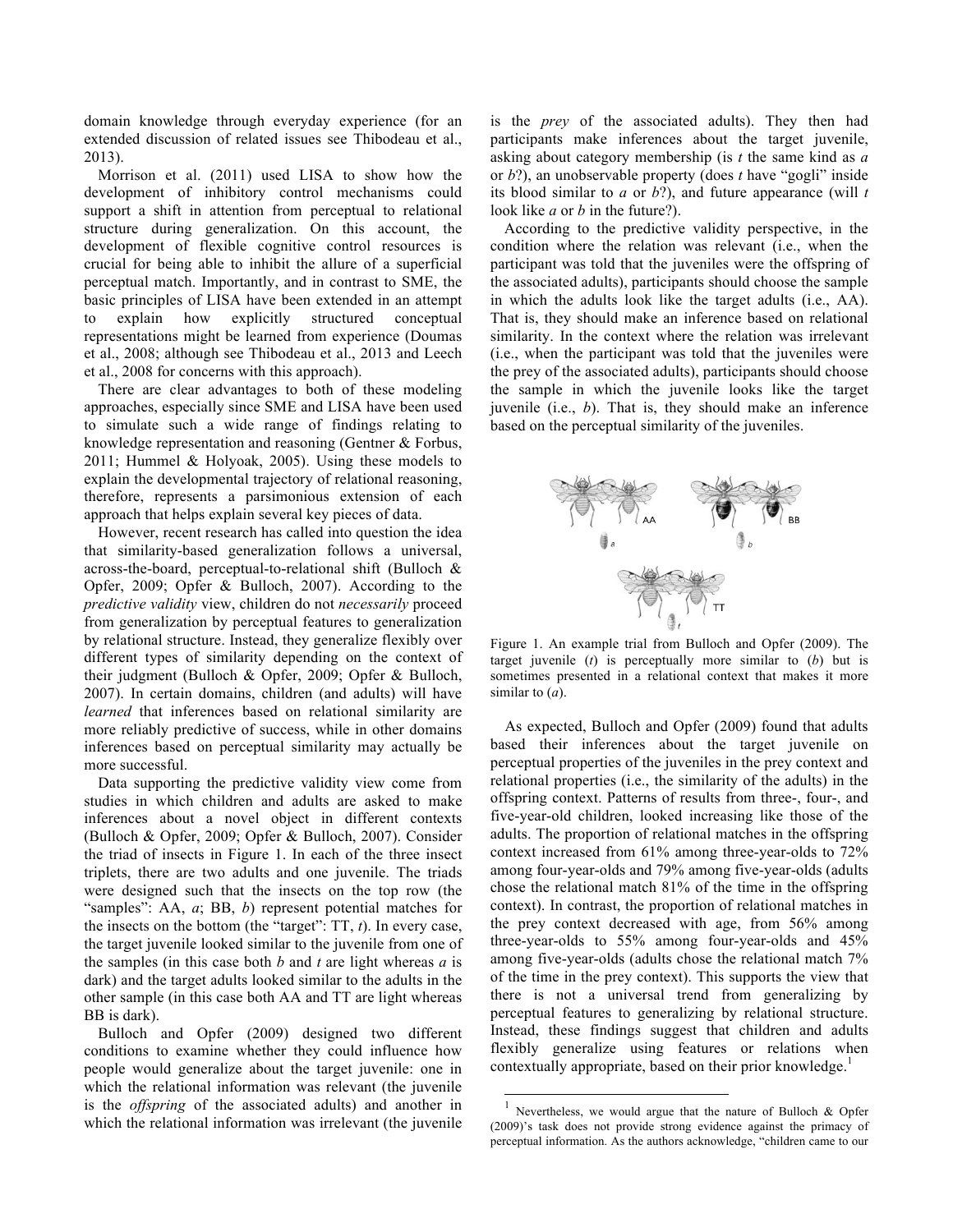domain knowledge through everyday experience (for an extended discussion of related issues see Thibodeau et al., 2013).

Morrison et al. (2011) used LISA to show how the development of inhibitory control mechanisms could support a shift in attention from perceptual to relational structure during generalization. On this account, the development of flexible cognitive control resources is crucial for being able to inhibit the allure of a superficial perceptual match. Importantly, and in contrast to SME, the basic principles of LISA have been extended in an attempt to explain how explicitly structured conceptual representations might be learned from experience (Doumas et al., 2008; although see Thibodeau et al., 2013 and Leech et al., 2008 for concerns with this approach).

There are clear advantages to both of these modeling approaches, especially since SME and LISA have been used to simulate such a wide range of findings relating to knowledge representation and reasoning (Gentner & Forbus, 2011; Hummel & Holyoak, 2005). Using these models to explain the developmental trajectory of relational reasoning, therefore, represents a parsimonious extension of each approach that helps explain several key pieces of data.

However, recent research has called into question the idea that similarity-based generalization follows a universal, across-the-board, perceptual-to-relational shift (Bulloch & Opfer, 2009; Opfer & Bulloch, 2007). According to the *predictive validity* view, children do not *necessarily* proceed from generalization by perceptual features to generalization by relational structure. Instead, they generalize flexibly over different types of similarity depending on the context of their judgment (Bulloch & Opfer, 2009; Opfer & Bulloch, 2007). In certain domains, children (and adults) will have *learned* that inferences based on relational similarity are more reliably predictive of success, while in other domains inferences based on perceptual similarity may actually be more successful.

Data supporting the predictive validity view come from studies in which children and adults are asked to make inferences about a novel object in different contexts (Bulloch & Opfer, 2009; Opfer & Bulloch, 2007). Consider the triad of insects in Figure 1. In each of the three insect triplets, there are two adults and one juvenile. The triads were designed such that the insects on the top row (the "samples": AA, *a*; BB, *b*) represent potential matches for the insects on the bottom (the "target": TT, *t*). In every case, the target juvenile looked similar to the juvenile from one of the samples (in this case both *b* and *t* are light whereas *a* is dark) and the target adults looked similar to the adults in the other sample (in this case both AA and TT are light whereas BB is dark).

Bulloch and Opfer (2009) designed two different conditions to examine whether they could influence how people would generalize about the target juvenile: one in which the relational information was relevant (the juvenile is the *offspring* of the associated adults) and another in which the relational information was irrelevant (the juvenile is the *prey* of the associated adults). They then had participants make inferences about the target juvenile, asking about category membership (is *t* the same kind as *a* or *b*?), an unobservable property (does *t* have "gogli" inside its blood similar to *a* or *b*?), and future appearance (will *t* look like *a* or *b* in the future?).

According to the predictive validity perspective, in the condition where the relation was relevant (i.e., when the participant was told that the juveniles were the offspring of the associated adults), participants should choose the sample in which the adults look like the target adults (i.e., AA). That is, they should make an inference based on relational similarity. In the context where the relation was irrelevant (i.e., when the participant was told that the juveniles were the prey of the associated adults), participants should choose the sample in which the juvenile looks like the target juvenile (i.e., *b*). That is, they should make an inference based on the perceptual similarity of the juveniles.

Figure 1. An example trial from Bulloch and Opfer (2009). The target juvenile (*t*) is perceptually more similar to (*b*) but is sometimes presented in a relational context that makes it more similar to (*a*).

As expected, Bulloch and Opfer (2009) found that adults based their inferences about the target juvenile on perceptual properties of the juveniles in the prey context and relational properties (i.e., the similarity of the adults) in the offspring context. Patterns of results from three-, four-, and five-year-old children, looked increasing like those of the adults. The proportion of relational matches in the offspring context increased from 61% among three-year-olds to 72% among four-year-olds and 79% among five-year-olds (adults chose the relational match 81% of the time in the offspring context). In contrast, the proportion of relational matches in the prey context decreased with age, from 56% among three-year-olds to 55% among four-year-olds and 45% among five-year-olds (adults chose the relational match 7% of the time in the prey context). This supports the view that there is not a universal trend from generalizing by perceptual features to generalizing by relational structure. Instead, these findings suggest that children and adults flexibly generalize using features or relations when contextually appropriate, based on their prior knowledge.[1]

[1] Nevertheless, we would argue that the nature of Bulloch & Opfer (2009)'s task does not provide strong evidence against the primacy of perceptual information. As the authors acknowledge, "children came to our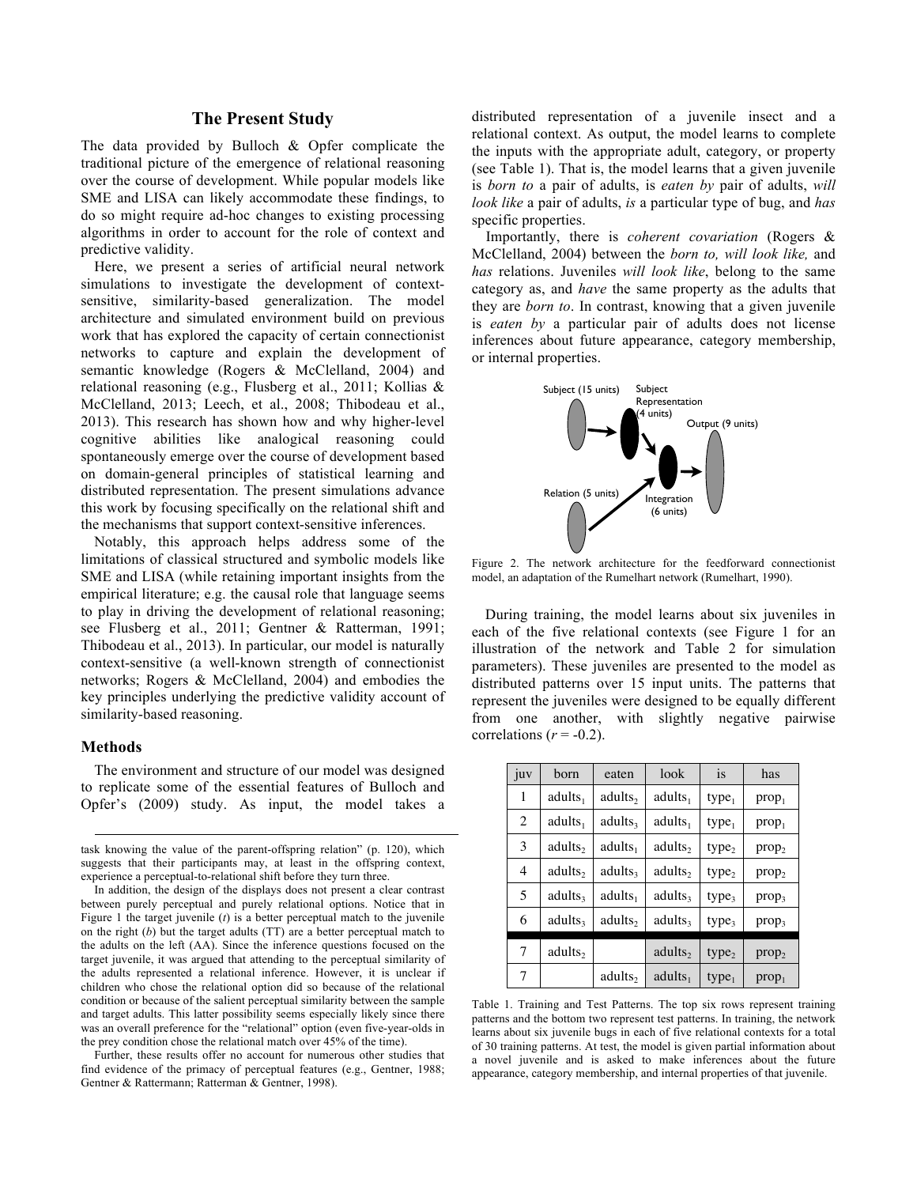## The Present Study

The data provided by Bulloch & Opfer complicate the traditional picture of the emergence of relational reasoning over the course of development. While popular models like SME and LISA can likely accommodate these findings, to do so might require ad-hoc changes to existing processing algorithms in order to account for the role of context and predictive validity.

Here, we present a series of artificial neural network simulations to investigate the development of context-sensitive, similarity-based generalization. The model architecture and simulated environment build on previous work that has explored the capacity of certain connectionist networks to capture and explain the development of semantic knowledge (Rogers & McClelland, 2004) and relational reasoning (e.g., Flusberg et al., 2011; Kollias & McClelland, 2013; Leech, et al., 2008; Thibodeau et al., 2013). This research has shown how and why higher-level cognitive abilities like analogical reasoning could spontaneously emerge over the course of development based on domain-general principles of statistical learning and distributed representation. The present simulations advance this work by focusing specifically on the relational shift and the mechanisms that support context-sensitive inferences.

Notably, this approach helps address some of the limitations of classical structured and symbolic models like SME and LISA (while retaining important insights from the empirical literature; e.g. the causal role that language seems to play in driving the development of relational reasoning; see Flusberg et al., 2011; Gentner & Ratterman, 1991; Thibodeau et al., 2013). In particular, our model is naturally context-sensitive (a well-known strength of connectionist networks; Rogers & McClelland, 2004) and embodies the key principles underlying the predictive validity account of similarity-based reasoning.

### Methods

The environment and structure of our model was designed to replicate some of the essential features of Bulloch and Opfer's (2009) study. As input, the model takes a distributed representation of a juvenile insect and a relational context. As output, the model learns to complete the inputs with the appropriate adult, category, or property (see Table 1). That is, the model learns that a given juvenile is *born to* a pair of adults, is *eaten by* pair of adults, *will look like* a pair of adults, *is* a particular type of bug, and *has* specific properties.

Importantly, there is *coherent covariation* (Rogers & McClelland, 2004) between the *born to, will look like,* and *has* relations. Juveniles *will look like*, belong to the same category as, and *have* the same property as the adults that they are *born to*. In contrast, knowing that a given juvenile is *eaten by* a particular pair of adults does not license inferences about future appearance, category membership, or internal properties.

Figure 2. The network architecture for the feedforward connectionist model, an adaptation of the Rumelhart network (Rumelhart, 1990).

During training, the model learns about six juveniles in each of the five relational contexts (see Figure 1 for an illustration of the network and Table 2 for simulation parameters). These juveniles are presented to the model as distributed patterns over 15 input units. The patterns that represent the juveniles were designed to be equally different from one another, with slightly negative pairwise correlations ($r$ = -0.2).

| juv | born | eaten | look | is | has |
|---|---|---|---|---|---|
| 1 | $adults_1$ | $adults_2$ | $adults_1$ | $type_1$ | $prop_1$ |
| 2 | $adults_1$ | $adults_3$ | $adults_1$ | $type_1$ | $prop_1$ |
| 3 | $adults_2$ | $adults_1$ | $adults_2$ | $type_2$ | $prop_2$ |
| 4 | $adults_2$ | $adults_3$ | $adults_2$ | $type_2$ | $prop_2$ |
| 5 | $adults_3$ | $adults_1$ | $adults_3$ | $type_3$ | $prop_3$ |
| 6 | $adults_3$ | $adults_2$ | $adults_3$ | $type_3$ | $prop_3$ |
| 7 | $adults_2$ | | $adults_2$ | $type_2$ | $prop_2$ |
| 7 | | $adults_2$ | $adults_1$ | $type_1$ | $prop_1$ |

Table 1. Training and Test Patterns. The top six rows represent training patterns and the bottom two represent test patterns. In training, the network learns about six juvenile bugs in each of five relational contexts for a total of 30 training patterns. At test, the model is given partial information about a novel juvenile and is asked to make inferences about the future appearance, category membership, and internal properties of that juvenile.

---

task knowing the value of the parent-offspring relation" (p. 120), which suggests that their participants may, at least in the offspring context, experience a perceptual-to-relational shift before they turn three.

In addition, the design of the displays does not present a clear contrast between purely perceptual and purely relational options. Notice that in Figure 1 the target juvenile ($t$) is a better perceptual match to the juvenile on the right ($b$) but the target adults (TT) are a better perceptual match to the adults on the left (AA). Since the inference questions focused on the target juvenile, it was argued that attending to the perceptual similarity of the adults represented a relational inference. However, it is unclear if children who chose the relational option did so because of the relational condition or because of the salient perceptual similarity between the sample and target adults. This latter possibility seems especially likely since there was an overall preference for the "relational" option (even five-year-olds in the prey condition chose the relational match over 45% of the time).

Further, these results offer no account for numerous other studies that find evidence of the primacy of perceptual features (e.g., Gentner, 1988; Gentner & Rattermann; Ratterman & Gentner, 1998).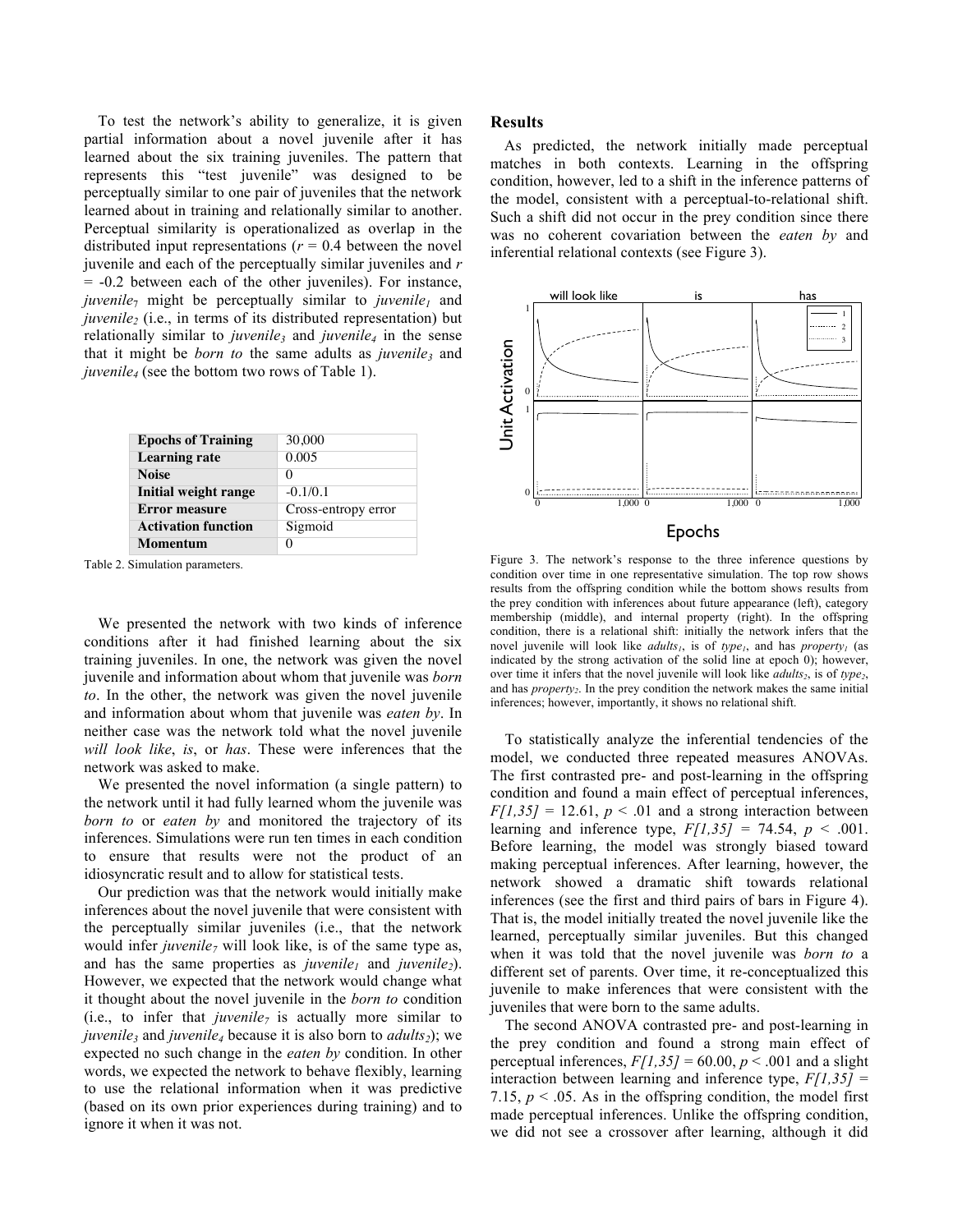To test the network's ability to generalize, it is given partial information about a novel juvenile after it has learned about the six training juveniles. The pattern that represents this "test juvenile" was designed to be perceptually similar to one pair of juveniles that the network learned about in training and relationally similar to another. Perceptual similarity is operationalized as overlap in the distributed input representations ($r = 0.4$ between the novel juvenile and each of the perceptually similar juveniles and $r = -0.2$ between each of the other juveniles). For instance, $juvenile_7$ might be perceptually similar to $juvenile_1$ and $juvenile_2$ (i.e., in terms of its distributed representation) but relationally similar to $juvenile_3$ and $juvenile_4$ in the sense that it might be *born to* the same adults as $juvenile_3$ and $juvenile_4$ (see the bottom two rows of Table 1).

| | |
|---|---|
| **Epochs of Training** | 30,000 |
| **Learning rate** | 0.005 |
| **Noise** | 0 |
| **Initial weight range** | -0.1/0.1 |
| **Error measure** | Cross-entropy error |
| **Activation function** | Sigmoid |
| **Momentum** | 0 |

Table 2. Simulation parameters.

We presented the network with two kinds of inference conditions after it had finished learning about the six training juveniles. In one, the network was given the novel juvenile and information about whom that juvenile was *born to*. In the other, the network was given the novel juvenile and information about whom that juvenile was *eaten by*. In neither case was the network told what the novel juvenile *will look like*, *is*, or *has*. These were inferences that the network was asked to make.

We presented the novel information (a single pattern) to the network until it had fully learned whom the juvenile was *born to* or *eaten by* and monitored the trajectory of its inferences. Simulations were run ten times in each condition to ensure that results were not the product of an idiosyncratic result and to allow for statistical tests.

Our prediction was that the network would initially make inferences about the novel juvenile that were consistent with the perceptually similar juveniles (i.e., that the network would infer $juvenile_7$ will look like, is of the same type as, and has the same properties as $juvenile_1$ and $juvenile_2$). However, we expected that the network would change what it thought about the novel juvenile in the *born to* condition (i.e., to infer that $juvenile_7$ is actually more similar to $juvenile_3$ and $juvenile_4$ because it is also born to $adults_2$); we expected no such change in the *eaten by* condition. In other words, we expected the network to behave flexibly, learning to use the relational information when it was predictive (based on its own prior experiences during training) and to ignore it when it was not.

## Results

As predicted, the network initially made perceptual matches in both contexts. Learning in the offspring condition, however, led to a shift in the inference patterns of the model, consistent with a perceptual-to-relational shift. Such a shift did not occur in the prey condition since there was no coherent covariation between the *eaten by* and inferential relational contexts (see Figure 3).

Figure 3. The network's response to the three inference questions by condition over time in one representative simulation. The top row shows results from the offspring condition while the bottom shows results from the prey condition with inferences about future appearance (left), category membership (middle), and internal property (right). In the offspring condition, there is a relational shift: initially the network infers that the novel juvenile will look like $adults_1$, is of $type_1$, and has $property_1$ (as indicated by the strong activation of the solid line at epoch 0); however, over time it infers that the novel juvenile will look like $adults_2$, is of $type_2$, and has $property_2$. In the prey condition the network makes the same initial inferences; however, importantly, it shows no relational shift.

To statistically analyze the inferential tendencies of the model, we conducted three repeated measures ANOVAs. The first contrasted pre- and post-learning in the offspring condition and found a main effect of perceptual inferences, $F[1,35] = 12.61$, $p < .01$ and a strong interaction between learning and inference type, $F[1,35] = 74.54$, $p < .001$. Before learning, the model was strongly biased toward making perceptual inferences. After learning, however, the network showed a dramatic shift towards relational inferences (see the first and third pairs of bars in Figure 4). That is, the model initially treated the novel juvenile like the learned, perceptually similar juveniles. But this changed when it was told that the novel juvenile was *born to* a different set of parents. Over time, it re-conceptualized this juvenile to make inferences that were consistent with the juveniles that were born to the same adults.

The second ANOVA contrasted pre- and post-learning in the prey condition and found a strong main effect of perceptual inferences, $F[1,35] = 60.00$, $p < .001$ and a slight interaction between learning and inference type, $F[1,35] = 7.15$, $p < .05$. As in the offspring condition, the model first made perceptual inferences. Unlike the offspring condition, we did not see a crossover after learning, although it did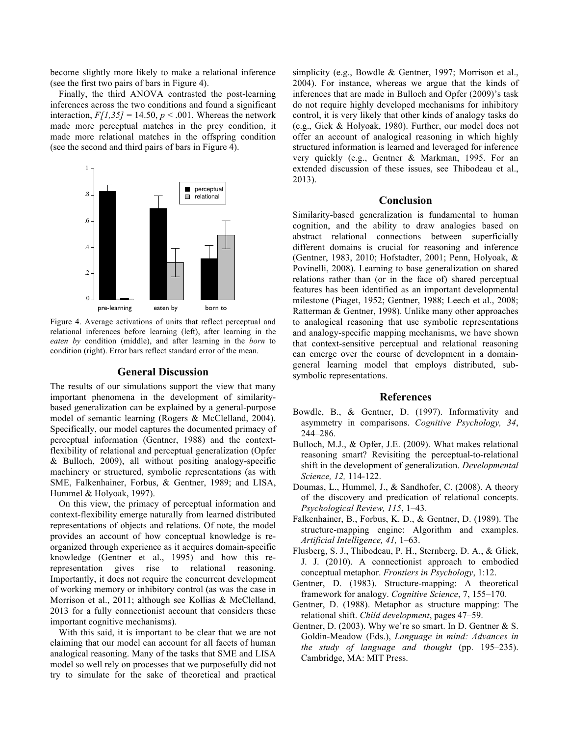become slightly more likely to make a relational inference (see the first two pairs of bars in Figure 4).

Finally, the third ANOVA contrasted the post-learning inferences across the two conditions and found a significant interaction, $F[1,35] = 14.50$, $p < .001$. Whereas the network made more perceptual matches in the prey condition, it made more relational matches in the offspring condition (see the second and third pairs of bars in Figure 4).

Figure 4. Average activations of units that reflect perceptual and relational inferences before learning (left), after learning in the *eaten by* condition (middle), and after learning in the *born* to condition (right). Error bars reflect standard error of the mean.

## General Discussion

The results of our simulations support the view that many important phenomena in the development of similarity-based generalization can be explained by a general-purpose model of semantic learning (Rogers & McClelland, 2004). Specifically, our model captures the documented primacy of perceptual information (Gentner, 1988) and the context-flexibility of relational and perceptual generalization (Opfer & Bulloch, 2009), all without positing analogy-specific machinery or structured, symbolic representations (as with SME, Falkenhainer, Forbus, & Gentner, 1989; and LISA, Hummel & Holyoak, 1997).

On this view, the primacy of perceptual information and context-flexibility emerge naturally from learned distributed representations of objects and relations. Of note, the model provides an account of how conceptual knowledge is re-organized through experience as it acquires domain-specific knowledge (Gentner et al., 1995) and how this re-representation gives rise to relational reasoning. Importantly, it does not require the concurrent development of working memory or inhibitory control (as was the case in Morrison et al., 2011; although see Kollias & McClelland, 2013 for a fully connectionist account that considers these important cognitive mechanisms).

With this said, it is important to be clear that we are not claiming that our model can account for all facets of human analogical reasoning. Many of the tasks that SME and LISA model so well rely on processes that we purposefully did not try to simulate for the sake of theoretical and practical simplicity (e.g., Bowdle & Gentner, 1997; Morrison et al., 2004). For instance, whereas we argue that the kinds of inferences that are made in Bulloch and Opfer (2009)'s task do not require highly developed mechanisms for inhibitory control, it is very likely that other kinds of analogy tasks do (e.g., Gick & Holyoak, 1980). Further, our model does not offer an account of analogical reasoning in which highly structured information is learned and leveraged for inference very quickly (e.g., Gentner & Markman, 1995. For an extended discussion of these issues, see Thibodeau et al., 2013).

## Conclusion

Similarity-based generalization is fundamental to human cognition, and the ability to draw analogies based on abstract relational connections between superficially different domains is crucial for reasoning and inference (Gentner, 1983, 2010; Hofstadter, 2001; Penn, Holyoak, & Povinelli, 2008). Learning to base generalization on shared relations rather than (or in the face of) shared perceptual features has been identified as an important developmental milestone (Piaget, 1952; Gentner, 1988; Leech et al., 2008; Ratterman & Gentner, 1998). Unlike many other approaches to analogical reasoning that use symbolic representations and analogy-specific mapping mechanisms, we have shown that context-sensitive perceptual and relational reasoning can emerge over the course of development in a domain-general learning model that employs distributed, sub-symbolic representations.

## References

Bowdle, B., & Gentner, D. (1997). Informativity and asymmetry in comparisons. *Cognitive Psychology, 34*, 244–286.

Bulloch, M.J., & Opfer, J.E. (2009). What makes relational reasoning smart? Revisiting the perceptual-to-relational shift in the development of generalization. *Developmental Science, 12,* 114-122.

Doumas, L., Hummel, J., & Sandhofer, C. (2008). A theory of the discovery and predication of relational concepts. *Psychological Review, 115*, 1–43.

Falkenhainer, B., Forbus, K. D., & Gentner, D. (1989). The structure-mapping engine: Algorithm and examples. *Artificial Intelligence, 41,* 1–63.

Flusberg, S. J., Thibodeau, P. H., Sternberg, D. A., & Glick, J. J. (2010). A connectionist approach to embodied conceptual metaphor. *Frontiers in Psychology*, 1:12.

Gentner, D. (1983). Structure-mapping: A theoretical framework for analogy. *Cognitive Science*, 7, 155–170.

Gentner, D. (1988). Metaphor as structure mapping: The relational shift. *Child development*, pages 47–59.

Gentner, D. (2003). Why we're so smart. In D. Gentner & S. Goldin-Meadow (Eds.), *Language in mind: Advances in the study of language and thought* (pp. 195–235). Cambridge, MA: MIT Press.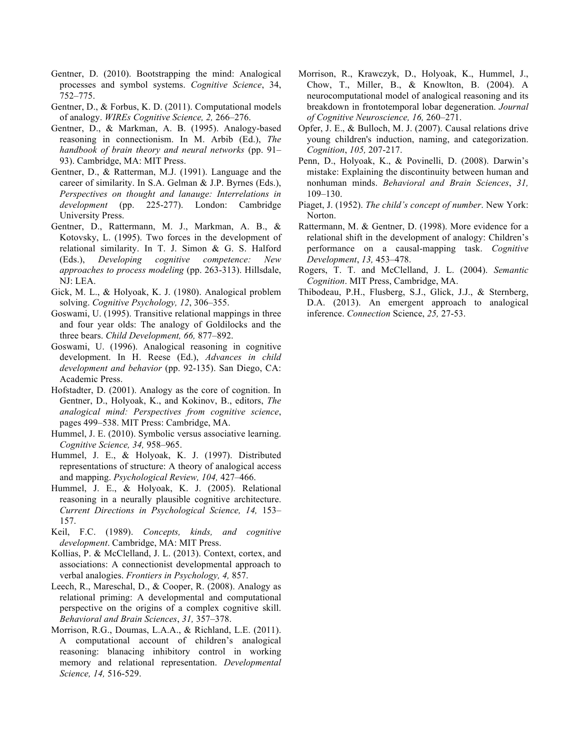Gentner, D. (2010). Bootstrapping the mind: Analogical processes and symbol systems. *Cognitive Science*, 34, 752–775.

Gentner, D., & Forbus, K. D. (2011). Computational models of analogy. *WIREs Cognitive Science, 2,* 266–276.

Gentner, D., & Markman, A. B. (1995). Analogy-based reasoning in connectionism. In M. Arbib (Ed.), *The handbook of brain theory and neural networks* (pp. 91–93). Cambridge, MA: MIT Press.

Gentner, D., & Ratterman, M.J. (1991). Language and the career of similarity. In S.A. Gelman & J.P. Byrnes (Eds.), *Perspectives on thought and lanauge: Interrelations in development* (pp. 225-277). London: Cambridge University Press.

Gentner, D., Rattermann, M. J., Markman, A. B., & Kotovsky, L. (1995). Two forces in the development of relational similarity. In T. J. Simon & G. S. Halford (Eds.), *Developing cognitive competence: New approaches to process modeling* (pp. 263-313). Hillsdale, NJ: LEA.

Gick, M. L., & Holyoak, K. J. (1980). Analogical problem solving. *Cognitive Psychology, 12*, 306–355.

Goswami, U. (1995). Transitive relational mappings in three and four year olds: The analogy of Goldilocks and the three bears. *Child Development, 66,* 877–892.

Goswami, U. (1996). Analogical reasoning in cognitive development. In H. Reese (Ed.), *Advances in child development and behavior* (pp. 92-135). San Diego, CA: Academic Press.

Hofstadter, D. (2001). Analogy as the core of cognition. In Gentner, D., Holyoak, K., and Kokinov, B., editors, *The analogical mind: Perspectives from cognitive science*, pages 499–538. MIT Press: Cambridge, MA.

Hummel, J. E. (2010). Symbolic versus associative learning. *Cognitive Science, 34,* 958–965.

Hummel, J. E., & Holyoak, K. J. (1997). Distributed representations of structure: A theory of analogical access and mapping. *Psychological Review, 104,* 427–466.

Hummel, J. E., & Holyoak, K. J. (2005). Relational reasoning in a neurally plausible cognitive architecture. *Current Directions in Psychological Science, 14,* 153–157.

Keil, F.C. (1989). *Concepts, kinds, and cognitive development*. Cambridge, MA: MIT Press.

Kollias, P. & McClelland, J. L. (2013). Context, cortex, and associations: A connectionist developmental approach to verbal analogies. *Frontiers in Psychology, 4,* 857.

Leech, R., Mareschal, D., & Cooper, R. (2008). Analogy as relational priming: A developmental and computational perspective on the origins of a complex cognitive skill. *Behavioral and Brain Sciences*, *31,* 357–378.

Morrison, R.G., Doumas, L.A.A., & Richland, L.E. (2011). A computational account of children's analogical reasoning: blanacing inhibitory control in working memory and relational representation. *Developmental Science, 14,* 516-529.

Morrison, R., Krawczyk, D., Holyoak, K., Hummel, J., Chow, T., Miller, B., & Knowlton, B. (2004). A neurocomputational model of analogical reasoning and its breakdown in frontotemporal lobar degeneration. *Journal of Cognitive Neuroscience, 16,* 260–271.

Opfer, J. E., & Bulloch, M. J. (2007). Causal relations drive young children's induction, naming, and categorization. *Cognition*, *105,* 207-217.

Penn, D., Holyoak, K., & Povinelli, D. (2008). Darwin's mistake: Explaining the discontinuity between human and nonhuman minds. *Behavioral and Brain Sciences*, *31,* 109–130.

Piaget, J. (1952). *The child's concept of number*. New York: Norton.

Rattermann, M. & Gentner, D. (1998). More evidence for a relational shift in the development of analogy: Children's performance on a causal-mapping task. *Cognitive Development*, *13,* 453–478.

Rogers, T. T. and McClelland, J. L. (2004). *Semantic Cognition*. MIT Press, Cambridge, MA.

Thibodeau, P.H., Flusberg, S.J., Glick, J.J., & Sternberg, D.A. (2013). An emergent approach to analogical inference. *Connection* Science, *25,* 27-53.